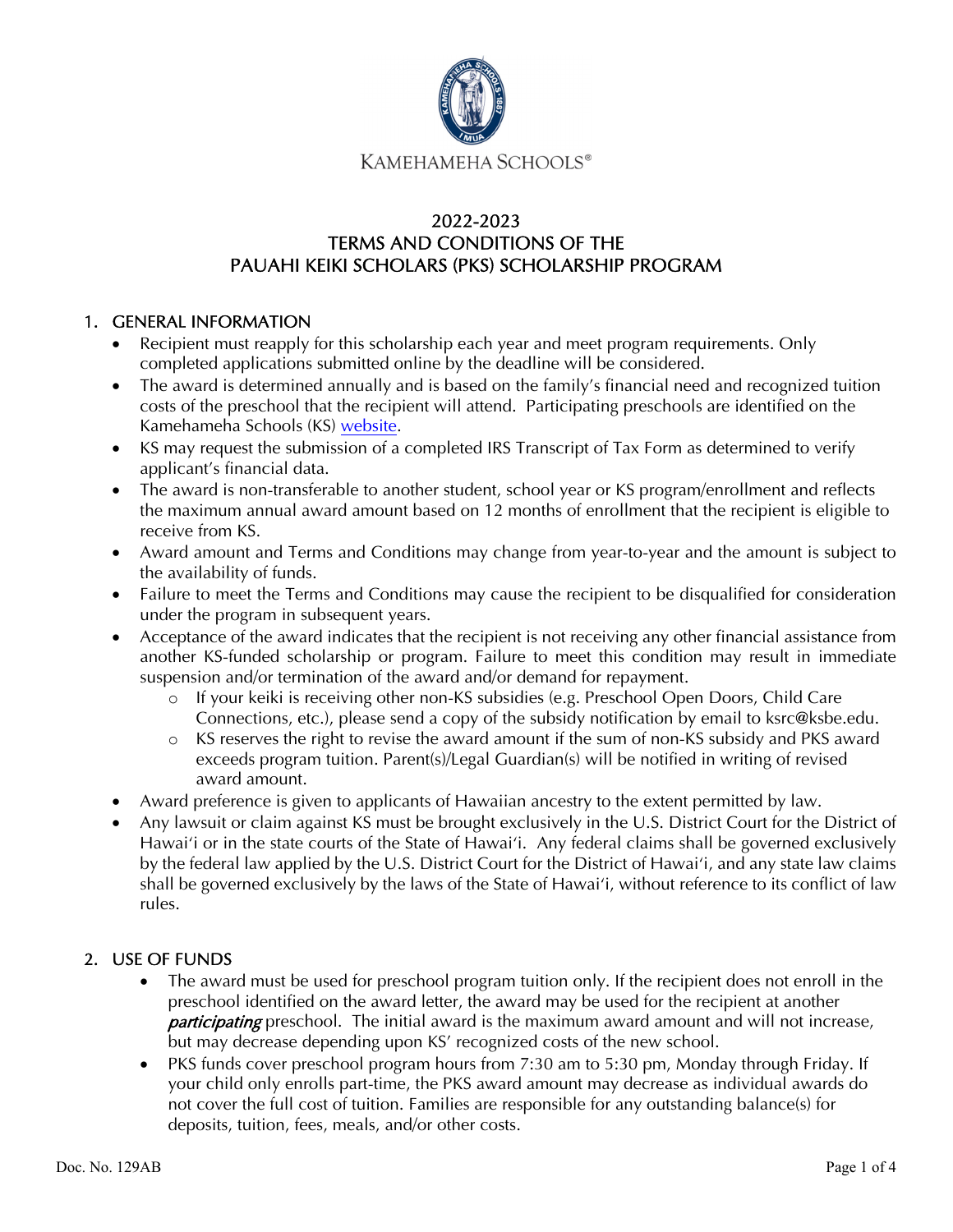KAMEHAMEHA SCHOOLS®

# 2022-2023 TERMS AND CONDITIONS OF THE PAUAHI KEIKI SCHOLARS (PKS) SCHOLARSHIP PROGRAM

## 1. GENERAL INFORMATION

- Recipient must reapply for this scholarship each year and meet program requirements. Only completed applications submitted online by the deadline will be considered.
- The award is determined annually and is based on the family's financial need and recognized tuition costs of the preschool that the recipient will attend. Participating preschools are identified on the Kamehameha Schools (KS) website.
- KS may request the submission of a completed IRS Transcript of Tax Form as determined to verify applicant's financial data.
- The award is non-transferable to another student, school year or KS program/enrollment and reflects the maximum annual award amount based on 12 months of enrollment that the recipient is eligible to receive from KS.
- Award amount and Terms and Conditions may change from year-to-year and the amount is subject to the availability of funds.
- Failure to meet the Terms and Conditions may cause the recipient to be disqualified for consideration under the program in subsequent years.
- Acceptance of the award indicates that the recipient is not receiving any other financial assistance from another KS-funded scholarship or program. Failure to meet this condition may result in immediate suspension and/or termination of the award and/or demand for repayment.
  - If your keiki is receiving other non-KS subsidies (e.g. Preschool Open Doors, Child Care Connections, etc.), please send a copy of the subsidy notification by email to ksrc@ksbe.edu.
  - KS reserves the right to revise the award amount if the sum of non-KS subsidy and PKS award exceeds program tuition. Parent(s)/Legal Guardian(s) will be notified in writing of revised award amount.
- Award preference is given to applicants of Hawaiian ancestry to the extent permitted by law.
- Any lawsuit or claim against KS must be brought exclusively in the U.S. District Court for the District of Hawaiʻi or in the state courts of the State of Hawaiʻi. Any federal claims shall be governed exclusively by the federal law applied by the U.S. District Court for the District of Hawaiʻi, and any state law claims shall be governed exclusively by the laws of the State of Hawaiʻi, without reference to its conflict of law rules.

## 2. USE OF FUNDS

- The award must be used for preschool program tuition only. If the recipient does not enroll in the preschool identified on the award letter, the award may be used for the recipient at another ***participating*** preschool. The initial award is the maximum award amount and will not increase, but may decrease depending upon KS' recognized costs of the new school.
- PKS funds cover preschool program hours from 7:30 am to 5:30 pm, Monday through Friday. If your child only enrolls part-time, the PKS award amount may decrease as individual awards do not cover the full cost of tuition. Families are responsible for any outstanding balance(s) for deposits, tuition, fees, meals, and/or other costs.

Doc. No. 129AB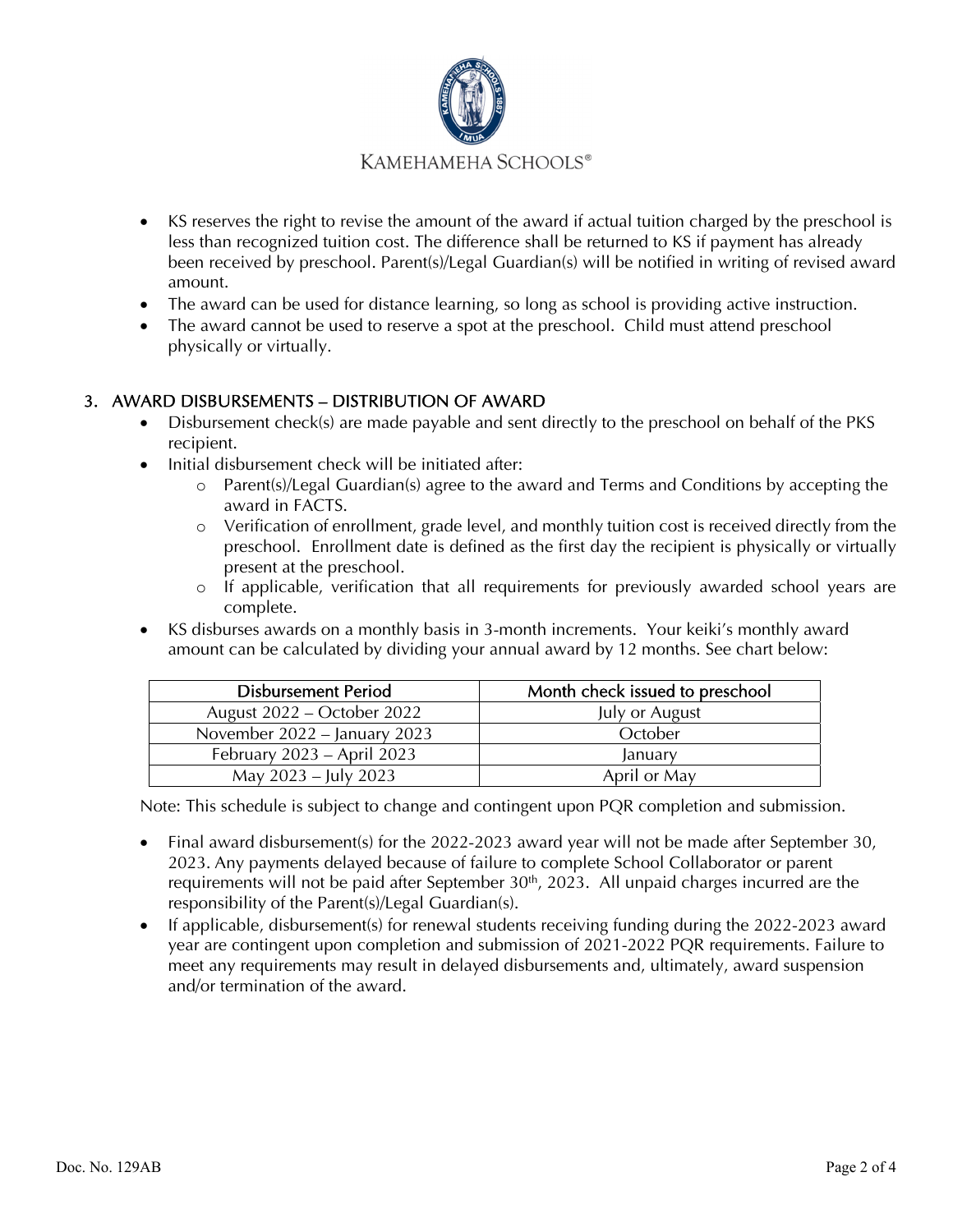- KS reserves the right to revise the amount of the award if actual tuition charged by the preschool is less than recognized tuition cost. The difference shall be returned to KS if payment has already been received by preschool. Parent(s)/Legal Guardian(s) will be notified in writing of revised award amount.
- The award can be used for distance learning, so long as school is providing active instruction.
- The award cannot be used to reserve a spot at the preschool. Child must attend preschool physically or virtually.

## 3. AWARD DISBURSEMENTS – DISTRIBUTION OF AWARD

- Disbursement check(s) are made payable and sent directly to the preschool on behalf of the PKS recipient.
- Initial disbursement check will be initiated after:
  - Parent(s)/Legal Guardian(s) agree to the award and Terms and Conditions by accepting the award in FACTS.
  - Verification of enrollment, grade level, and monthly tuition cost is received directly from the preschool. Enrollment date is defined as the first day the recipient is physically or virtually present at the preschool.
  - If applicable, verification that all requirements for previously awarded school years are complete.
- KS disburses awards on a monthly basis in 3-month increments. Your keiki's monthly award amount can be calculated by dividing your annual award by 12 months. See chart below:

| Disbursement Period | Month check issued to preschool |
|---|---|
| August 2022 – October 2022 | July or August |
| November 2022 – January 2023 | October |
| February 2023 – April 2023 | January |
| May 2023 – July 2023 | April or May |

Note: This schedule is subject to change and contingent upon PQR completion and submission.

- Final award disbursement(s) for the 2022-2023 award year will not be made after September 30, 2023. Any payments delayed because of failure to complete School Collaborator or parent requirements will not be paid after September 30th, 2023. All unpaid charges incurred are the responsibility of the Parent(s)/Legal Guardian(s).
- If applicable, disbursement(s) for renewal students receiving funding during the 2022-2023 award year are contingent upon completion and submission of 2021-2022 PQR requirements. Failure to meet any requirements may result in delayed disbursements and, ultimately, award suspension and/or termination of the award.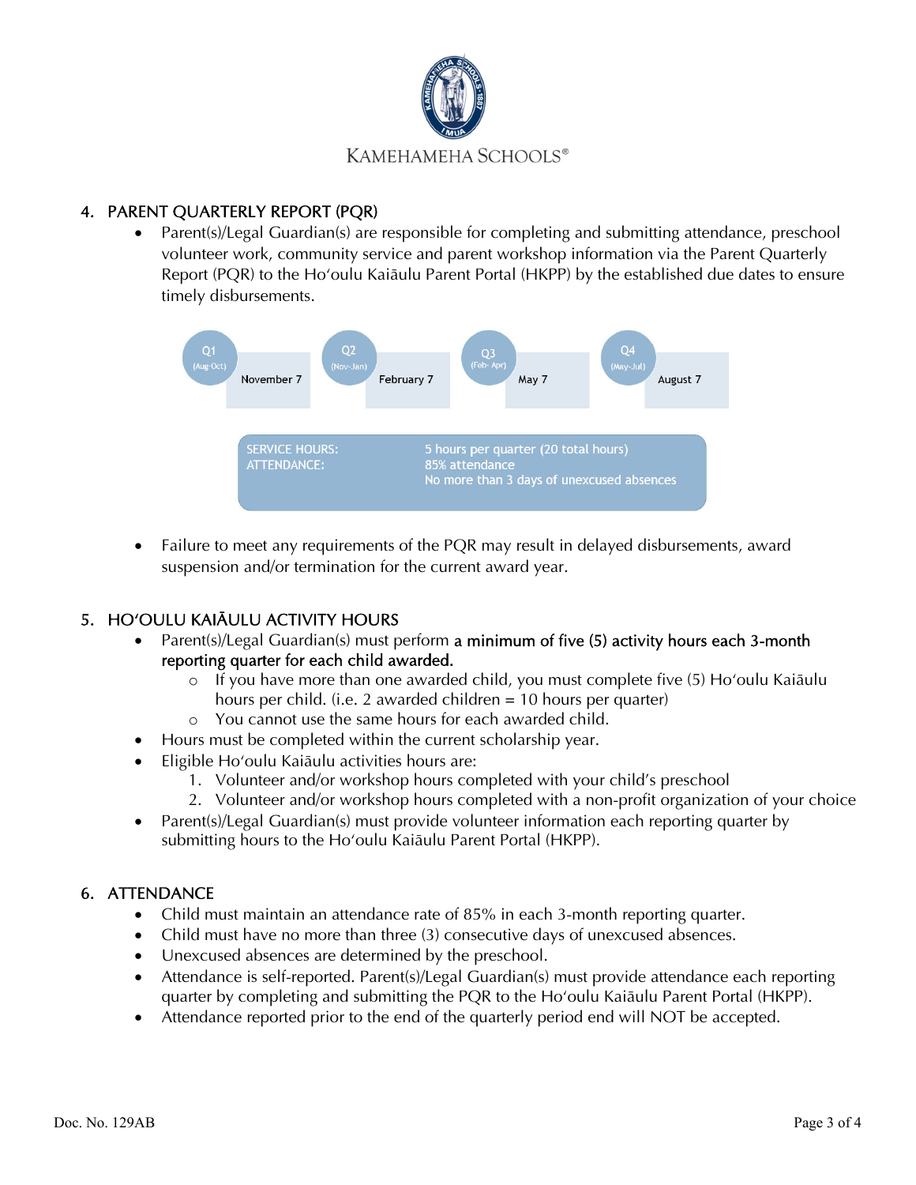## 4. PARENT QUARTERLY REPORT (PQR)

- Parent(s)/Legal Guardian(s) are responsible for completing and submitting attendance, preschool volunteer work, community service and parent workshop information via the Parent Quarterly Report (PQR) to the Hoʻoulu Kaiāulu Parent Portal (HKPP) by the established due dates to ensure timely disbursements.

| Quarter | Due Date |
| --- | --- |
| Q1 (Aug-Oct) | November 7 |
| Q2 (Nov-Jan) | February 7 |
| Q3 (Feb- Apr) | May 7 |
| Q4 (May-Jul) | August 7 |

| | |
| --- | --- |
| SERVICE HOURS: | 5 hours per quarter (20 total hours) |
| ATTENDANCE: | 85% attendance<br>No more than 3 days of unexcused absences |

- Failure to meet any requirements of the PQR may result in delayed disbursements, award suspension and/or termination for the current award year.

## 5. HOʻOULU KAIĀULU ACTIVITY HOURS

- Parent(s)/Legal Guardian(s) must perform **a minimum of five (5) activity hours each 3-month reporting quarter for each child awarded.**
  - If you have more than one awarded child, you must complete five (5) Hoʻoulu Kaiāulu hours per child. (i.e. 2 awarded children = 10 hours per quarter)
  - You cannot use the same hours for each awarded child.
- Hours must be completed within the current scholarship year.
- Eligible Hoʻoulu Kaiāulu activities hours are:
  1. Volunteer and/or workshop hours completed with your child's preschool
  2. Volunteer and/or workshop hours completed with a non-profit organization of your choice
- Parent(s)/Legal Guardian(s) must provide volunteer information each reporting quarter by submitting hours to the Hoʻoulu Kaiāulu Parent Portal (HKPP).

## 6. ATTENDANCE

- Child must maintain an attendance rate of 85% in each 3-month reporting quarter.
- Child must have no more than three (3) consecutive days of unexcused absences.
- Unexcused absences are determined by the preschool.
- Attendance is self-reported. Parent(s)/Legal Guardian(s) must provide attendance each reporting quarter by completing and submitting the PQR to the Hoʻoulu Kaiāulu Parent Portal (HKPP).
- Attendance reported prior to the end of the quarterly period end will NOT be accepted.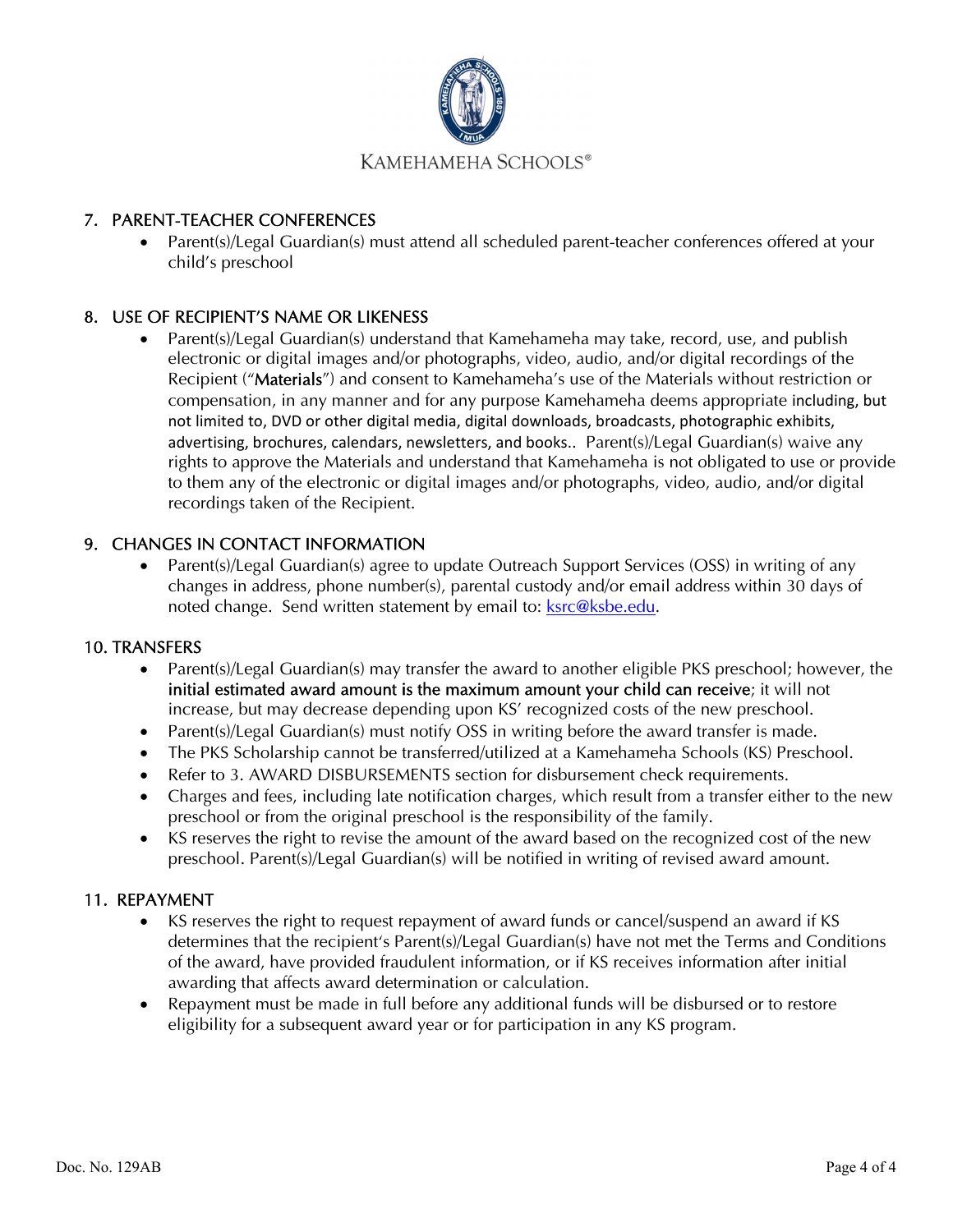## 7. PARENT-TEACHER CONFERENCES

- Parent(s)/Legal Guardian(s) must attend all scheduled parent-teacher conferences offered at your child's preschool

## 8. USE OF RECIPIENT'S NAME OR LIKENESS

- Parent(s)/Legal Guardian(s) understand that Kamehameha may take, record, use, and publish electronic or digital images and/or photographs, video, audio, and/or digital recordings of the Recipient ("**Materials**") and consent to Kamehameha's use of the Materials without restriction or compensation, in any manner and for any purpose Kamehameha deems appropriate including, but not limited to, DVD or other digital media, digital downloads, broadcasts, photographic exhibits, advertising, brochures, calendars, newsletters, and books.. Parent(s)/Legal Guardian(s) waive any rights to approve the Materials and understand that Kamehameha is not obligated to use or provide to them any of the electronic or digital images and/or photographs, video, audio, and/or digital recordings taken of the Recipient.

## 9. CHANGES IN CONTACT INFORMATION

- Parent(s)/Legal Guardian(s) agree to update Outreach Support Services (OSS) in writing of any changes in address, phone number(s), parental custody and/or email address within 30 days of noted change. Send written statement by email to: ksrc@ksbe.edu.

## 10. TRANSFERS

- Parent(s)/Legal Guardian(s) may transfer the award to another eligible PKS preschool; however, the **initial estimated award amount is the maximum amount your child can receive**; it will not increase, but may decrease depending upon KS' recognized costs of the new preschool.
- Parent(s)/Legal Guardian(s) must notify OSS in writing before the award transfer is made.
- The PKS Scholarship cannot be transferred/utilized at a Kamehameha Schools (KS) Preschool.
- Refer to 3. AWARD DISBURSEMENTS section for disbursement check requirements.
- Charges and fees, including late notification charges, which result from a transfer either to the new preschool or from the original preschool is the responsibility of the family.
- KS reserves the right to revise the amount of the award based on the recognized cost of the new preschool. Parent(s)/Legal Guardian(s) will be notified in writing of revised award amount.

## 11. REPAYMENT

- KS reserves the right to request repayment of award funds or cancel/suspend an award if KS determines that the recipient's Parent(s)/Legal Guardian(s) have not met the Terms and Conditions of the award, have provided fraudulent information, or if KS receives information after initial awarding that affects award determination or calculation.
- Repayment must be made in full before any additional funds will be disbursed or to restore eligibility for a subsequent award year or for participation in any KS program.

Doc. No. 129AB